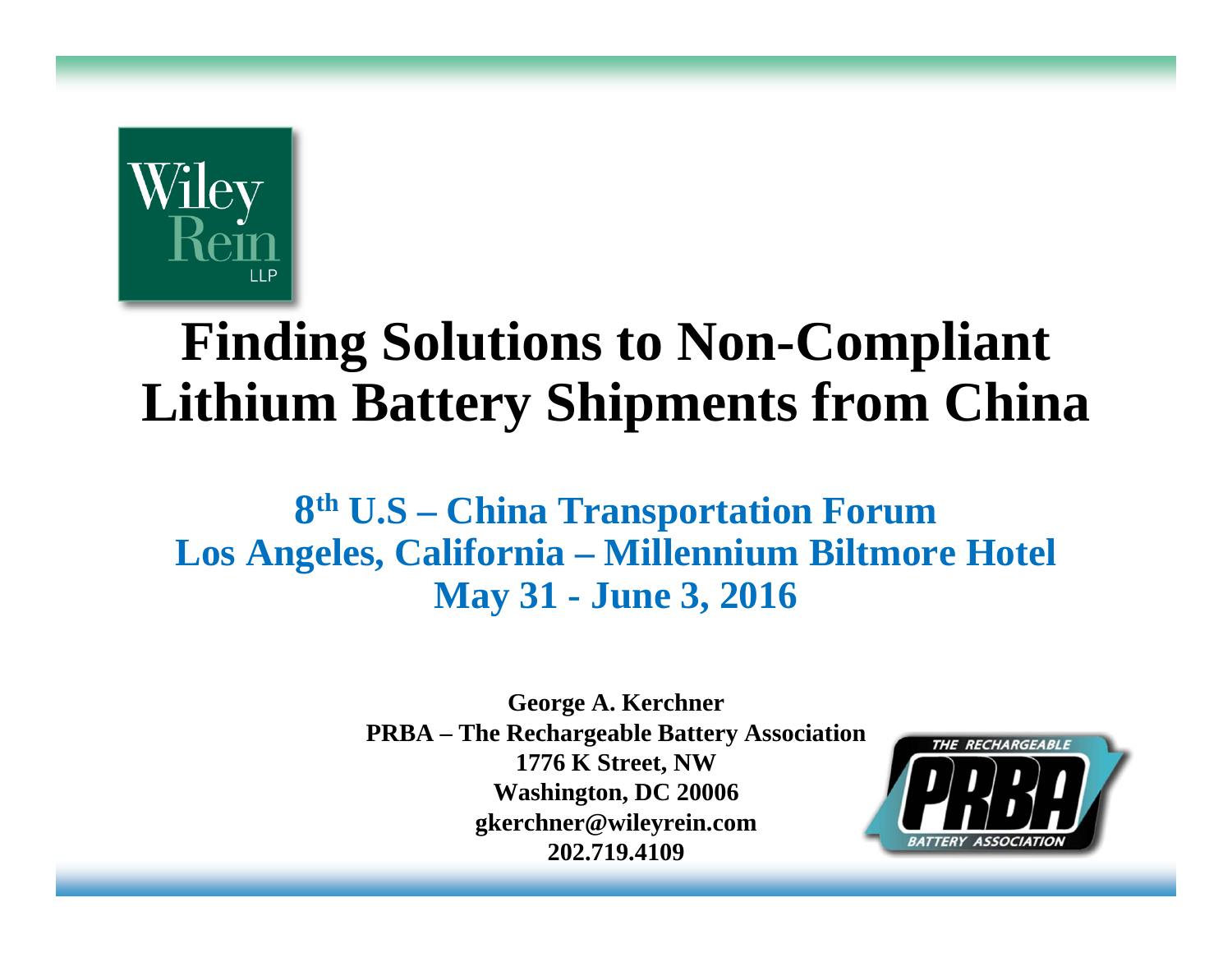# Finding Solutions to Non-Compliant Lithium Battery Shipments from China

## 8th U.S – China Transportation Forum
## Los Angeles, California – Millennium Biltmore Hotel
## May 31 - June 3, 2016

**George A. Kerchner**
**PRBA – The Rechargeable Battery Association**
**1776 K Street, NW**
**Washington, DC 20006**
**gkerchner@wileyrein.com**
**202.719.4109**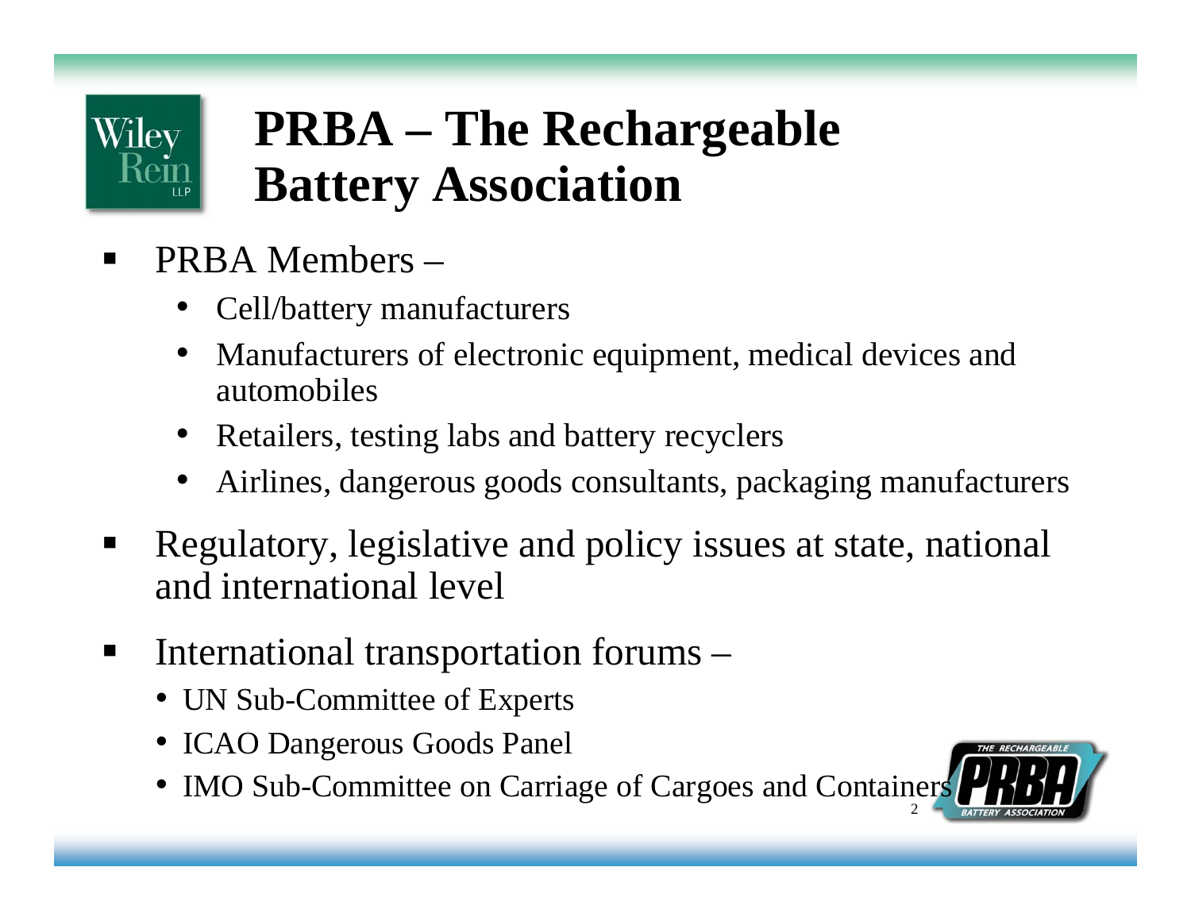# PRBA – The Rechargeable Battery Association

- PRBA Members –
  - Cell/battery manufacturers
  - Manufacturers of electronic equipment, medical devices and automobiles
  - Retailers, testing labs and battery recyclers
  - Airlines, dangerous goods consultants, packaging manufacturers
- Regulatory, legislative and policy issues at state, national and international level
- International transportation forums –
  - UN Sub-Committee of Experts
  - ICAO Dangerous Goods Panel
  - IMO Sub-Committee on Carriage of Cargoes and Containers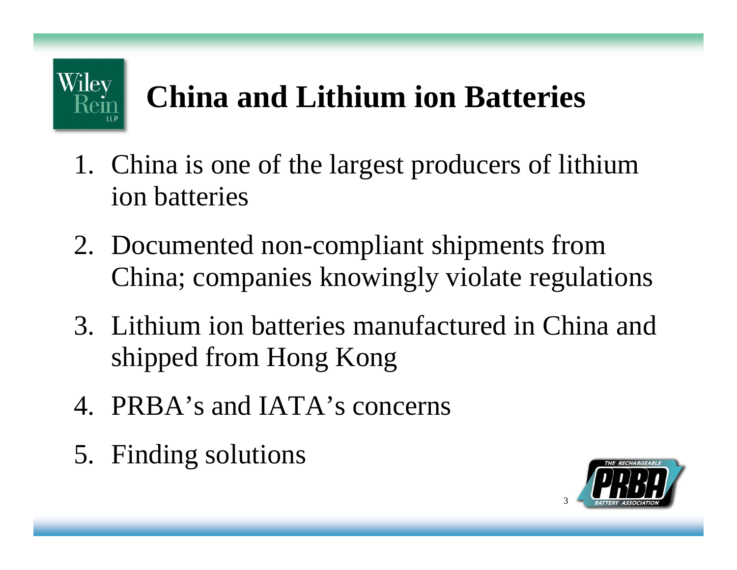# China and Lithium ion Batteries

1. China is one of the largest producers of lithium ion batteries
2. Documented non-compliant shipments from China; companies knowingly violate regulations
3. Lithium ion batteries manufactured in China and shipped from Hong Kong
4. PRBA's and IATA's concerns
5. Finding solutions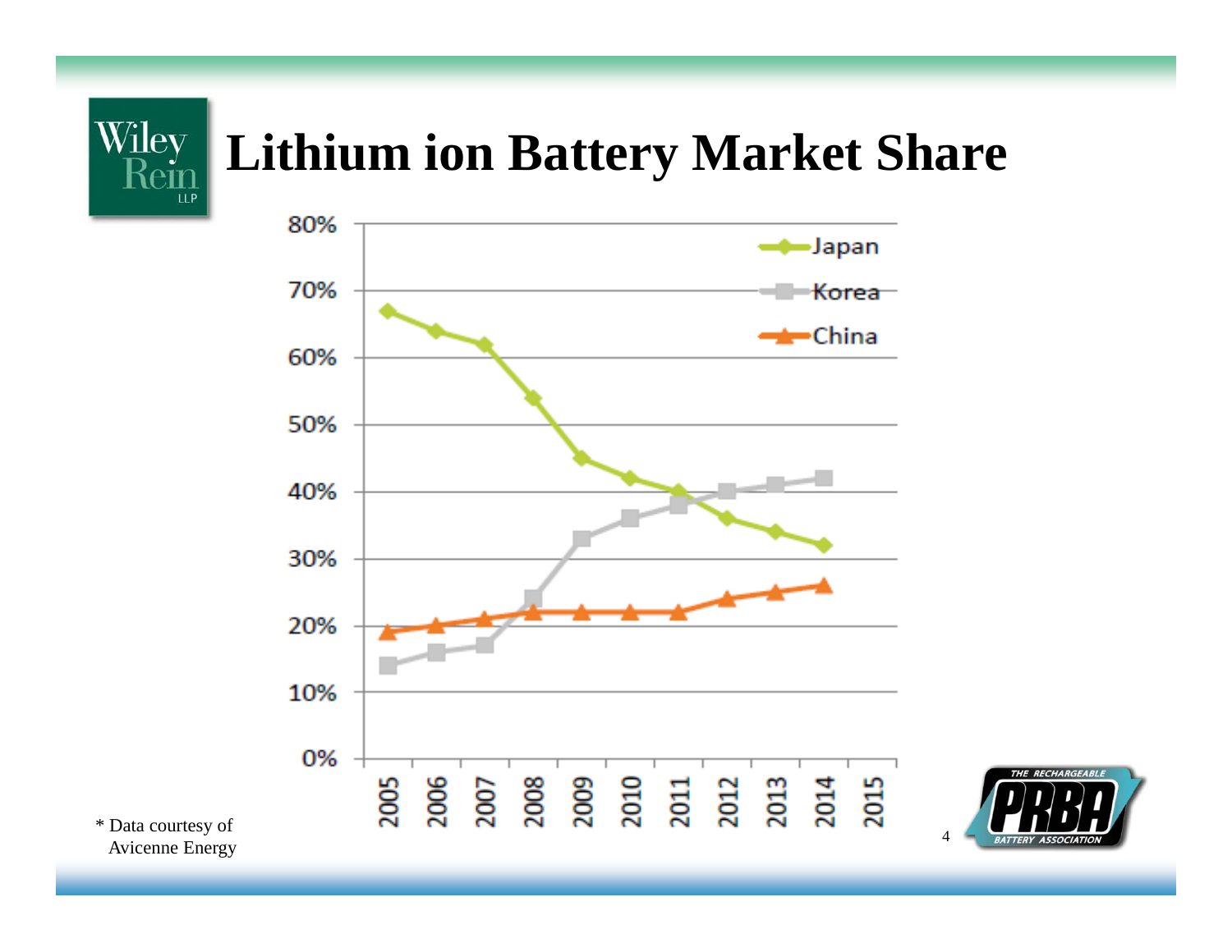# Lithium ion Battery Market Share

| Year | Japan | Korea | China |
|---|---|---|---|
| 2005 | 67% | 14% | 19% |
| 2006 | 64% | 16% | 20% |
| 2007 | 62% | 17% | 21% |
| 2008 | 54% | 24% | 22% |
| 2009 | 45% | 33% | 22% |
| 2010 | 42% | 36% | 22% |
| 2011 | 40% | 38% | 22% |
| 2012 | 36% | 40% | 24% |
| 2013 | 34% | 41% | 25% |
| 2014 | 32% | 42% | 26% |
| 2015 | | | |

* Data courtesy of Avicenne Energy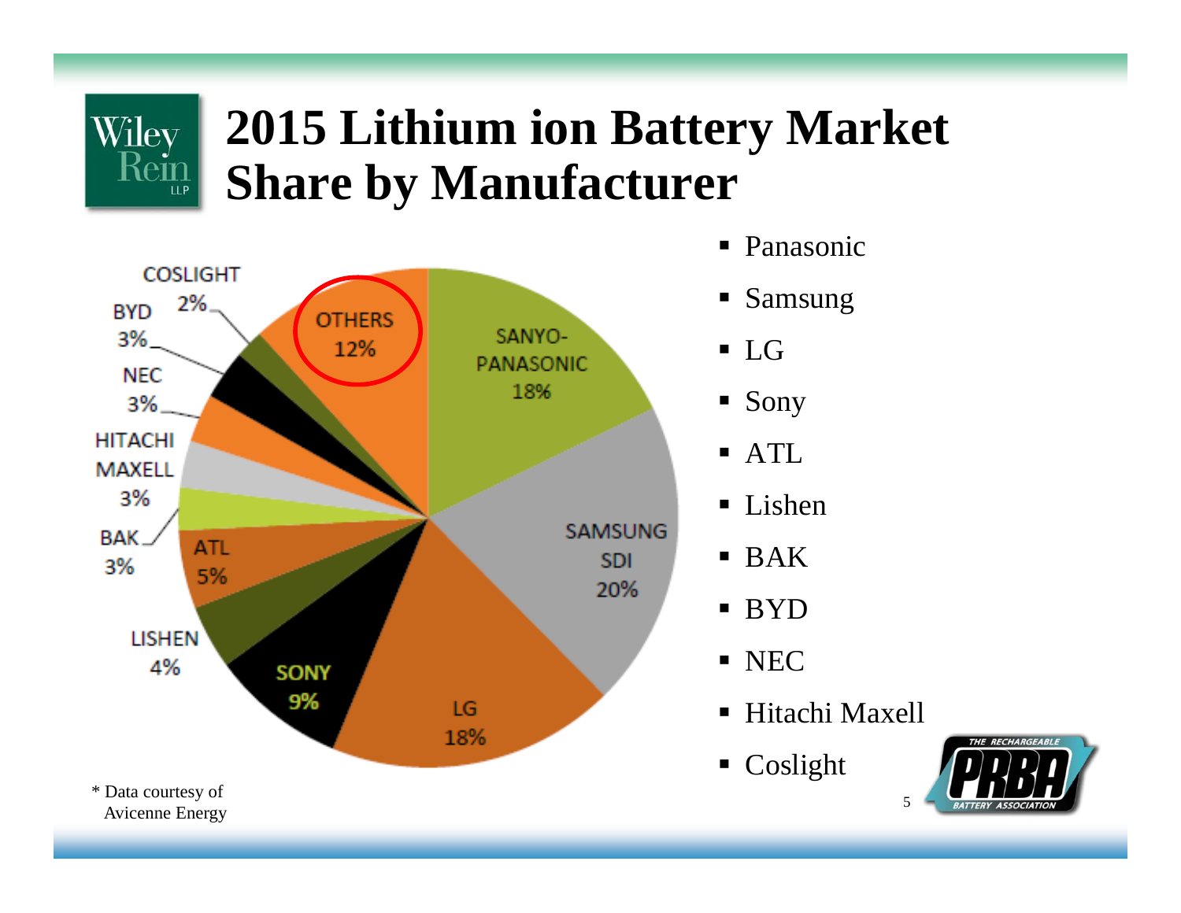# 2015 Lithium ion Battery Market Share by Manufacturer

| Manufacturer | Market Share |
|---|---|
| SANYO-PANASONIC | 18% |
| SAMSUNG SDI | 20% |
| LG | 18% |
| SONY | 9% |
| LISHEN | 4% |
| ATL | 5% |
| BAK | 3% |
| HITACHI MAXELL | 3% |
| NEC | 3% |
| BYD | 3% |
| COSLIGHT | 2% |
| OTHERS | 12% |

- Panasonic
- Samsung
- LG
- Sony
- ATL
- Lishen
- BAK
- BYD
- NEC
- Hitachi Maxell
- Coslight

\* Data courtesy of Avicenne Energy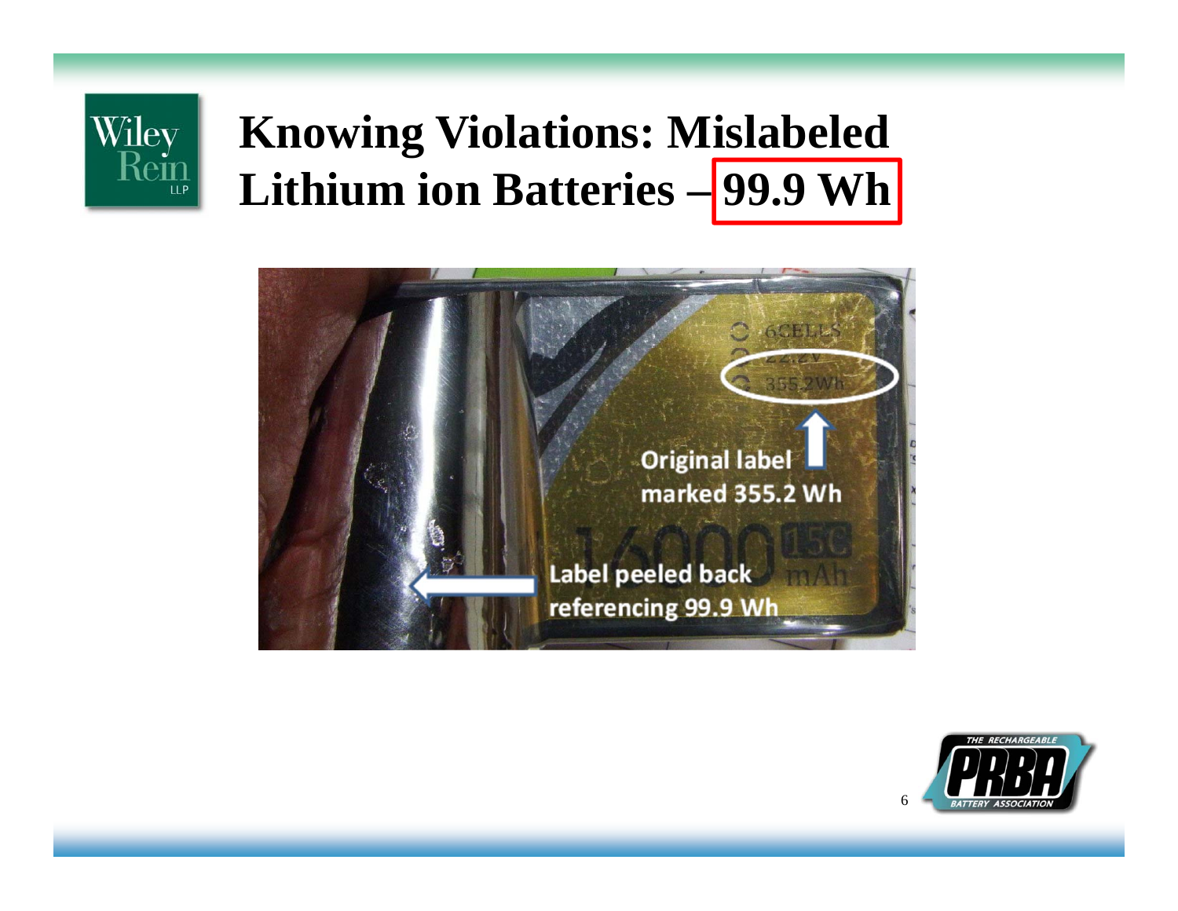# Knowing Violations: Mislabeled Lithium ion Batteries – 99.9 Wh

Original label marked 355.2 Wh

Label peeled back referencing 99.9 Wh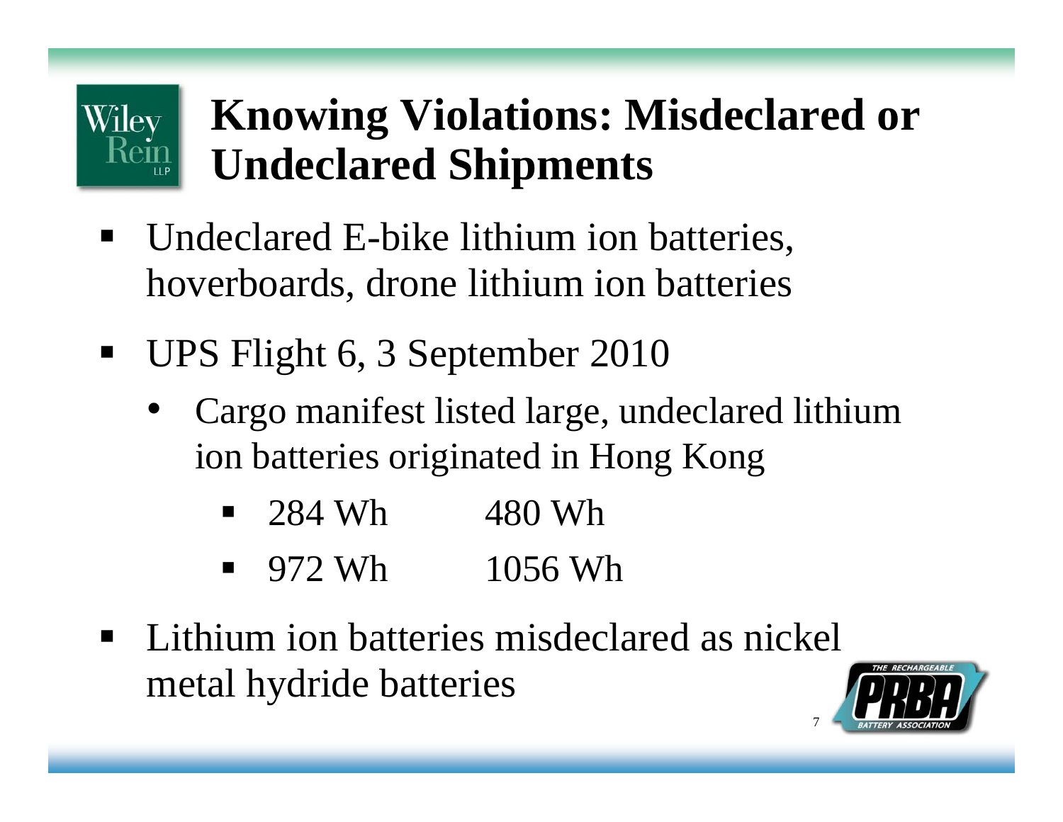# Knowing Violations: Misdeclared or Undeclared Shipments

- Undeclared E-bike lithium ion batteries, hoverboards, drone lithium ion batteries
- UPS Flight 6, 3 September 2010
  - Cargo manifest listed large, undeclared lithium ion batteries originated in Hong Kong
    - 284 Wh        480 Wh
    - 972 Wh        1056 Wh
- Lithium ion batteries misdeclared as nickel metal hydride batteries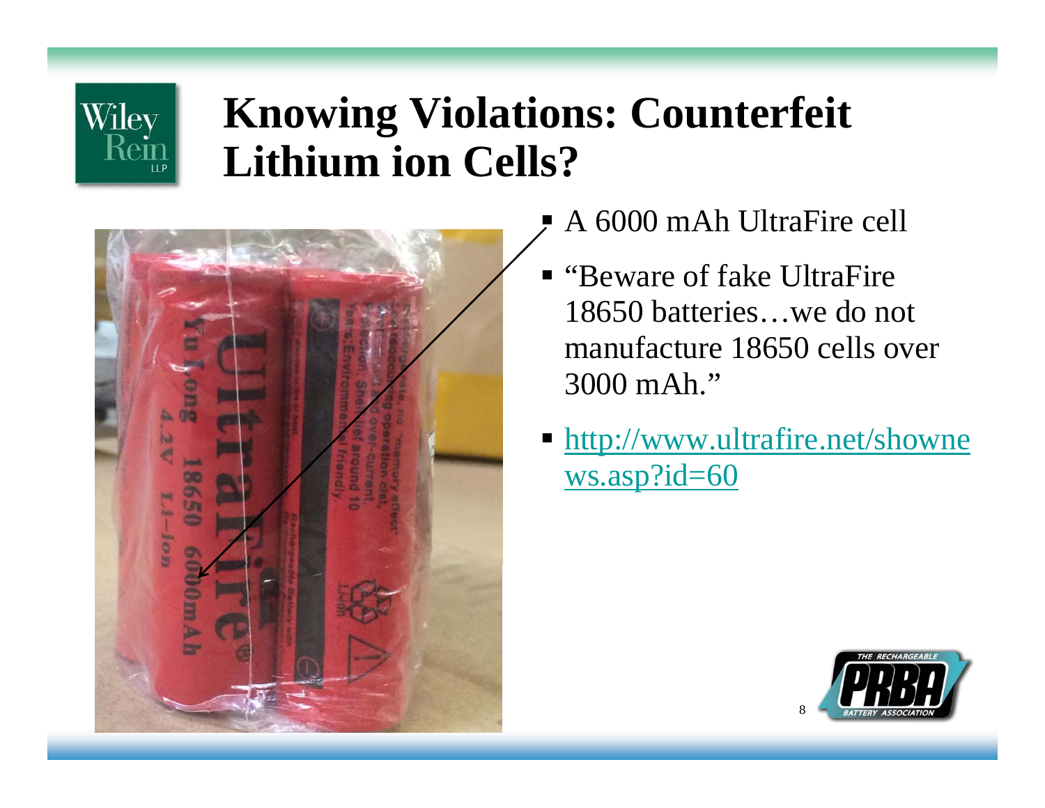# Knowing Violations: Counterfeit Lithium ion Cells?

- A 6000 mAh UltraFire cell
- "Beware of fake UltraFire 18650 batteries…we do not manufacture 18650 cells over 3000 mAh."
- [http://www.ultrafire.net/shownews.asp?id=60](http://www.ultrafire.net/shownews.asp?id=60)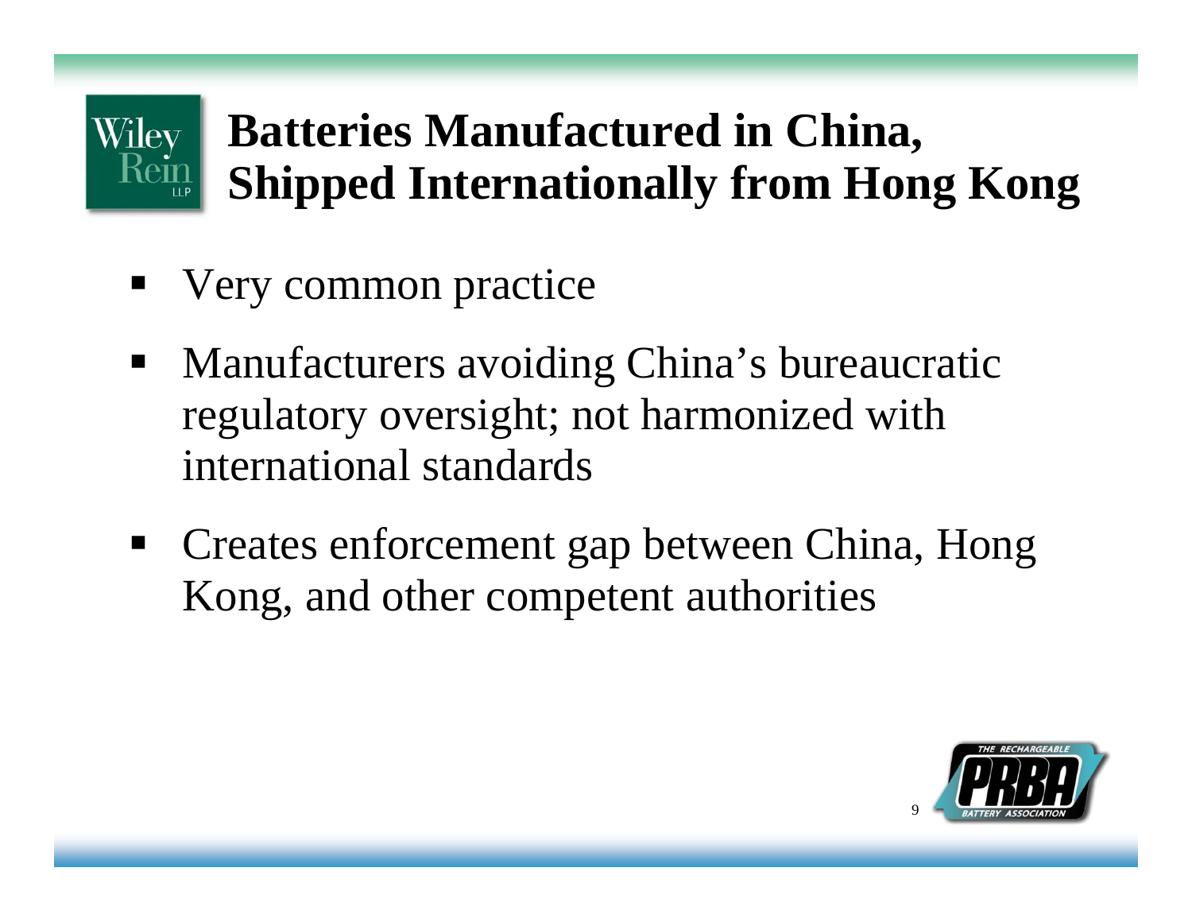# Batteries Manufactured in China, Shipped Internationally from Hong Kong

- Very common practice
- Manufacturers avoiding China's bureaucratic regulatory oversight; not harmonized with international standards
- Creates enforcement gap between China, Hong Kong, and other competent authorities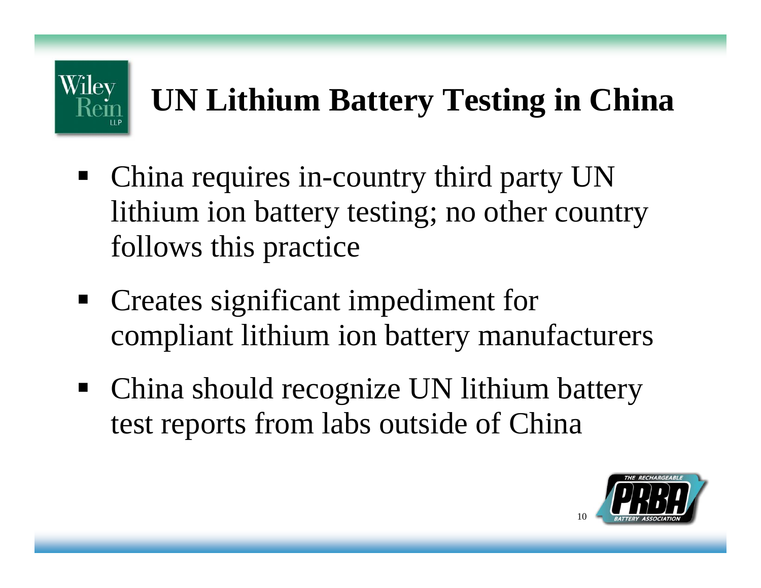# UN Lithium Battery Testing in China

- China requires in-country third party UN lithium ion battery testing; no other country follows this practice
- Creates significant impediment for compliant lithium ion battery manufacturers
- China should recognize UN lithium battery test reports from labs outside of China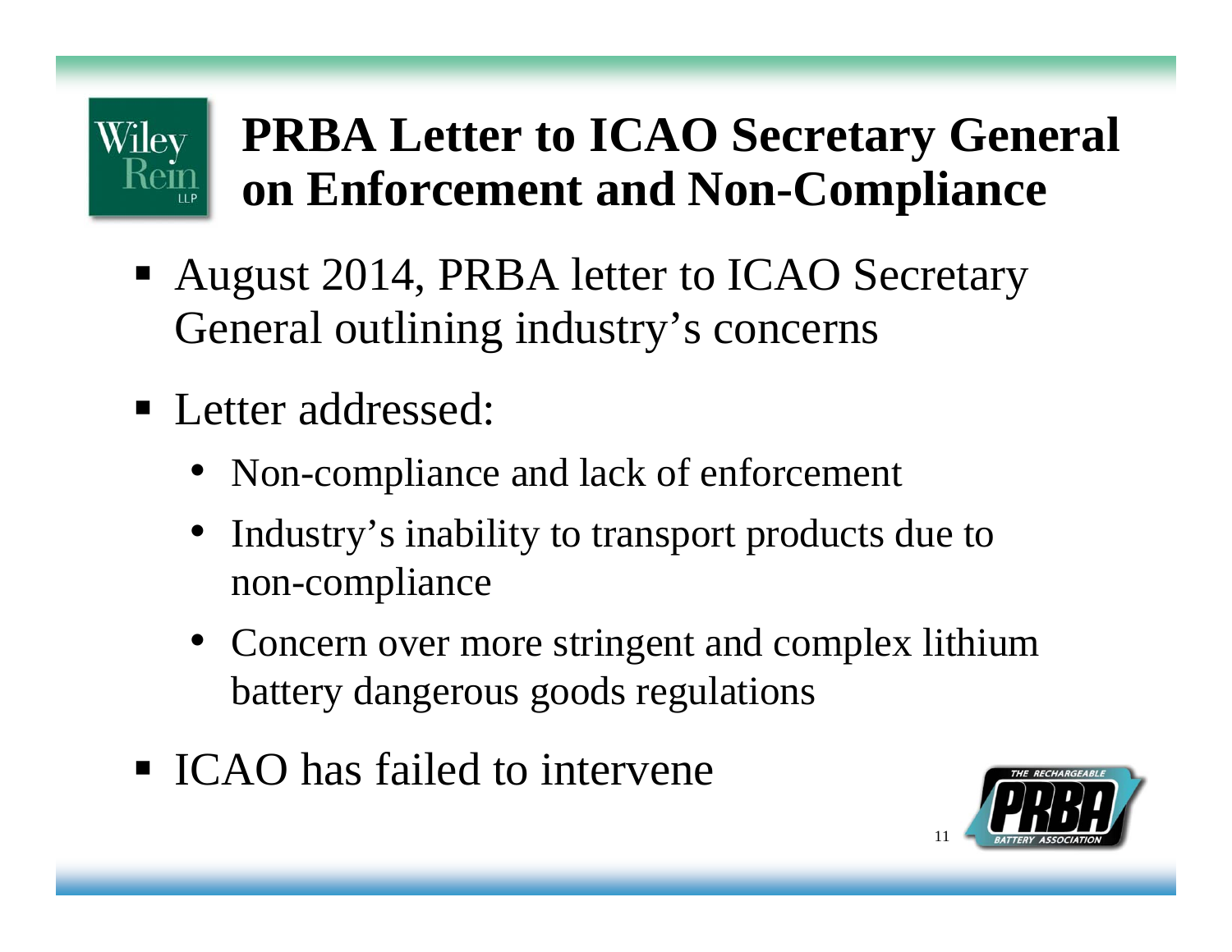# PRBA Letter to ICAO Secretary General on Enforcement and Non-Compliance

- August 2014, PRBA letter to ICAO Secretary General outlining industry's concerns
- Letter addressed:
  - Non-compliance and lack of enforcement
  - Industry's inability to transport products due to non-compliance
  - Concern over more stringent and complex lithium battery dangerous goods regulations
- ICAO has failed to intervene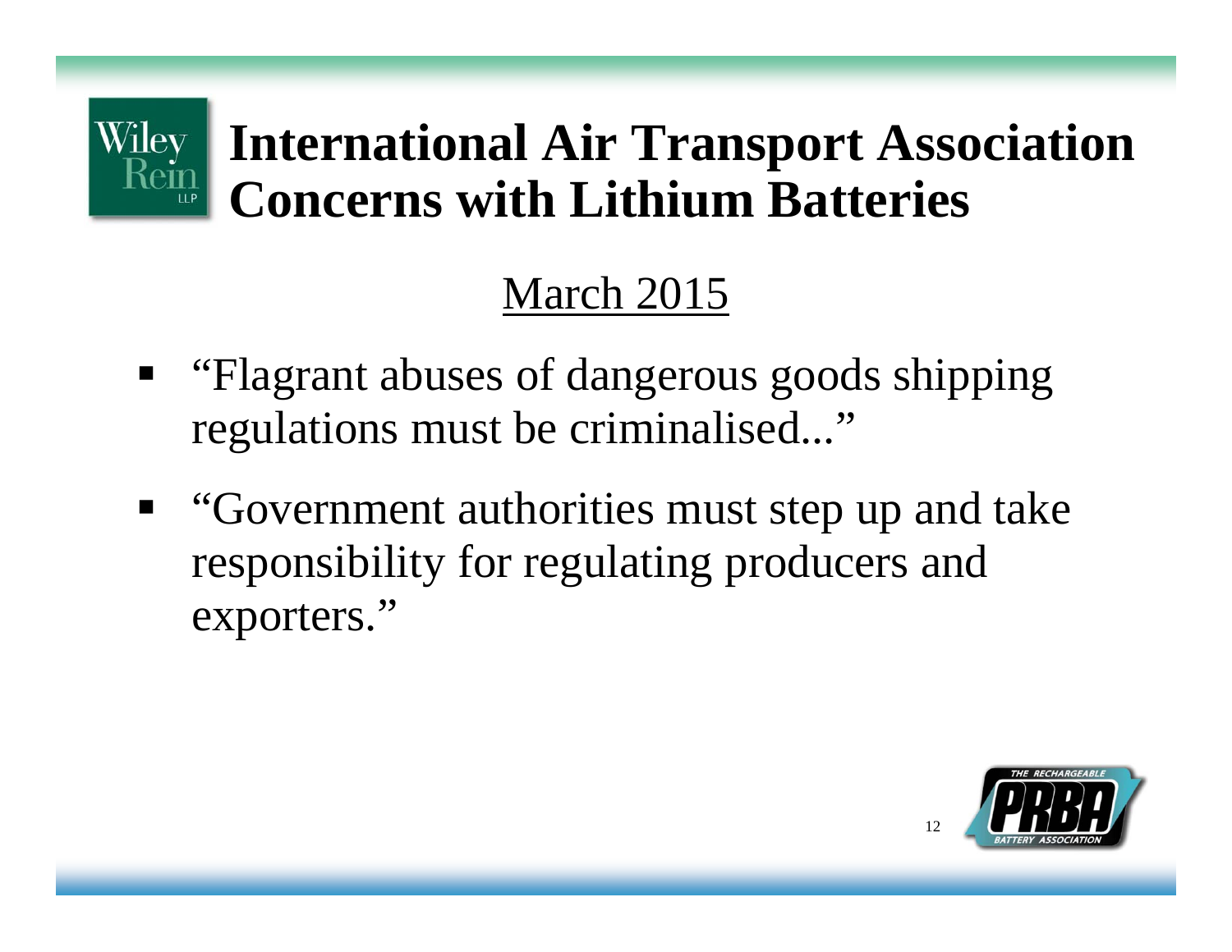# International Air Transport Association Concerns with Lithium Batteries

<u>March 2015</u>

- "Flagrant abuses of dangerous goods shipping regulations must be criminalised..."
- "Government authorities must step up and take responsibility for regulating producers and exporters."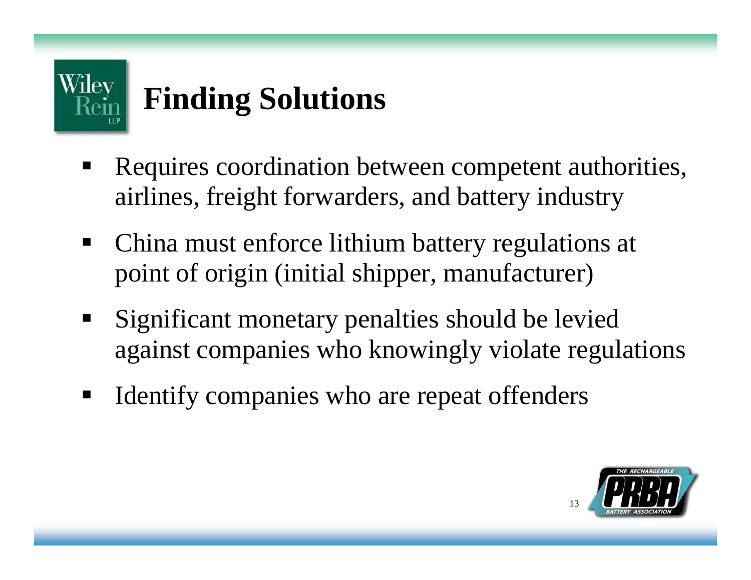# Finding Solutions

- Requires coordination between competent authorities, airlines, freight forwarders, and battery industry
- China must enforce lithium battery regulations at point of origin (initial shipper, manufacturer)
- Significant monetary penalties should be levied against companies who knowingly violate regulations
- Identify companies who are repeat offenders